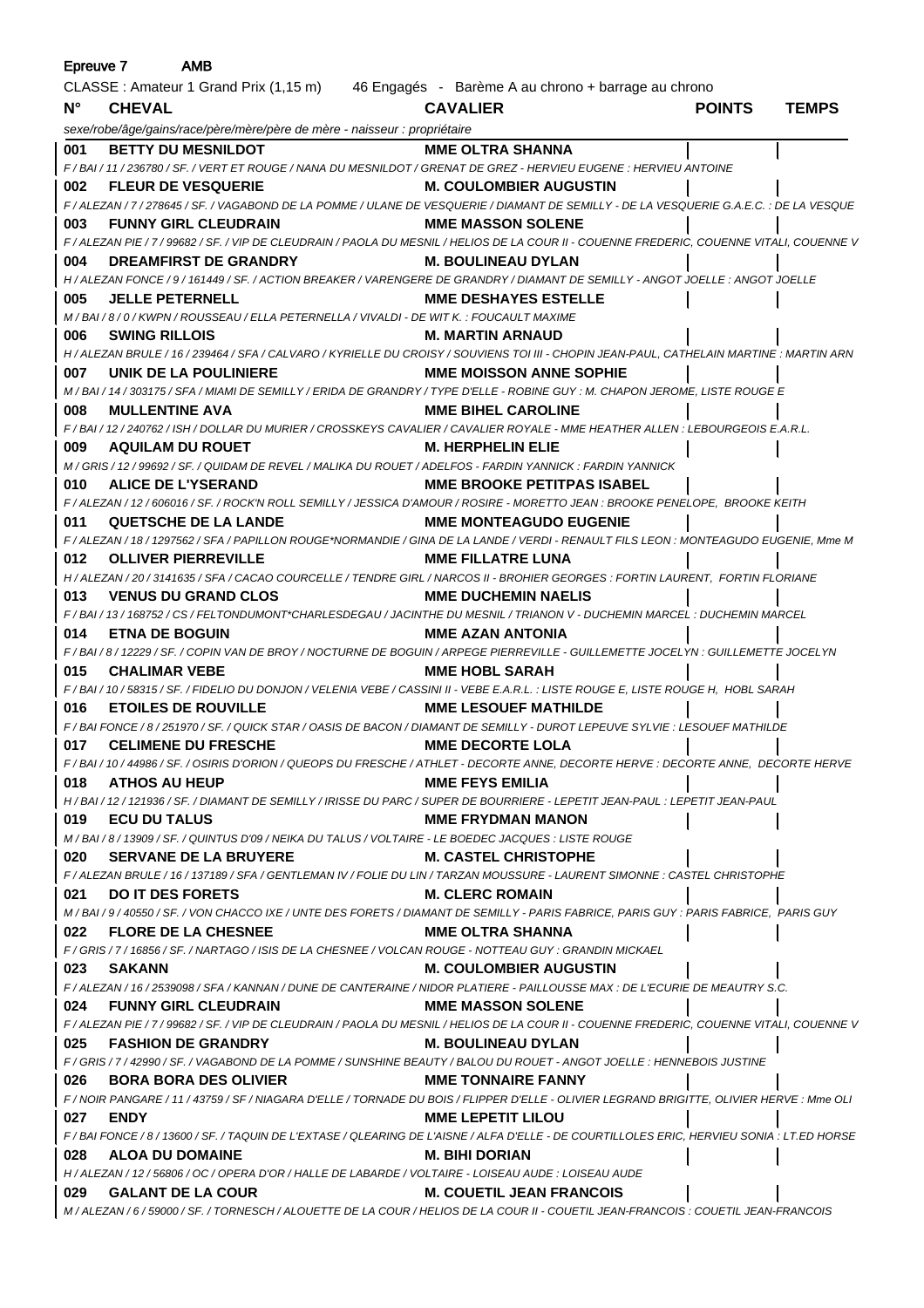Epreuve 7 AMB

CLASSE : Amateur 1 Grand Prix (1,15 m) 46 Engagés - Barème A au chrono + barrage au chrono

| N° | CHEVAL | CAVALIER | POINTS | TEMPS |
|---|---|---|---|---|
| | *sexe/robe/âge/gains/race/père/mère/père de mère - naisseur : propriétaire* | | | |
| 001 | **BETTY DU MESNILDOT** | **MME OLTRA SHANNA** | | |
| | *F / BAI / 11 / 236780 / SF. / VERT ET ROUGE / NANA DU MESNILDOT / GRENAT DE GREZ - HERVIEU EUGENE : HERVIEU ANTOINE* | | | |
| 002 | **FLEUR DE VESQUERIE** | **M. COULOMBIER AUGUSTIN** | | |
| | *F / ALEZAN / 7 / 278645 / SF. / VAGABOND DE LA POMME / ULANE DE VESQUERIE / DIAMANT DE SEMILLY - DE LA VESQUERIE G.A.E.C. : DE LA VESQUE* | | | |
| 003 | **FUNNY GIRL CLEUDRAIN** | **MME MASSON SOLENE** | | |
| | *F / ALEZAN PIE / 7 / 99682 / SF. / VIP DE CLEUDRAIN / PAOLA DU MESNIL / HELIOS DE LA COUR II - COUENNE FREDERIC, COUENNE VITALI, COUENNE V* | | | |
| 004 | **DREAMFIRST DE GRANDRY** | **M. BOULINEAU DYLAN** | | |
| | *H / ALEZAN FONCE / 9 / 161449 / SF. / ACTION BREAKER / VARENGERE DE GRANDRY / DIAMANT DE SEMILLY - ANGOT JOELLE : ANGOT JOELLE* | | | |
| 005 | **JELLE PETERNELL** | **MME DESHAYES ESTELLE** | | |
| | *M / BAI / 8 / 0 / KWPN / ROUSSEAU / ELLA PETERNELLA / VIVALDI - DE WIT K. : FOUCAULT MAXIME* | | | |
| 006 | **SWING RILLOIS** | **M. MARTIN ARNAUD** | | |
| | *H / ALEZAN BRULE / 16 / 239464 / SFA / CALVARO / KYRIELLE DU CROISY / SOUVIENS TOI III - CHOPIN JEAN-PAUL, CATHELAIN MARTINE : MARTIN ARN* | | | |
| 007 | **UNIK DE LA POULINIERE** | **MME MOISSON ANNE SOPHIE** | | |
| | *M / BAI / 14 / 303175 / SFA / MIAMI DE SEMILLY / ERIDA DE GRANDRY / TYPE D'ELLE - ROBINE GUY : M. CHAPON JEROME, LISTE ROUGE E* | | | |
| 008 | **MULLENTINE AVA** | **MME BIHEL CAROLINE** | | |
| | *F / BAI / 12 / 240762 / ISH / DOLLAR DU MURIER / CROSSKEYS CAVALIER / CAVALIER ROYALE - MME HEATHER ALLEN : LEBOURGEOIS E.A.R.L.* | | | |
| 009 | **AQUILAM DU ROUET** | **M. HERPHELIN ELIE** | | |
| | *M / GRIS / 12 / 99692 / SF. / QUIDAM DE REVEL / MALIKA DU ROUET / ADELFOS - FARDIN YANNICK : FARDIN YANNICK* | | | |
| 010 | **ALICE DE L'YSERAND** | **MME BROOKE PETITPAS ISABEL** | | |
| | *F / ALEZAN / 12 / 606016 / SF. / ROCK'N ROLL SEMILLY / JESSICA D'AMOUR / ROSIRE - MORETTO JEAN : BROOKE PENELOPE, BROOKE KEITH* | | | |
| 011 | **QUETSCHE DE LA LANDE** | **MME MONTEAGUDO EUGENIE** | | |
| | *F / ALEZAN / 18 / 1297562 / SFA / PAPILLON ROUGE\*NORMANDIE / GINA DE LA LANDE / VERDI - RENAULT FILS LEON : MONTEAGUDO EUGENIE, Mme M* | | | |
| 012 | **OLLIVER PIERREVILLE** | **MME FILLATRE LUNA** | | |
| | *H / ALEZAN / 20 / 3141635 / SFA / CACAO COURCELLE / TENDRE GIRL / NARCOS II - BROHIER GEORGES : FORTIN LAURENT, FORTIN FLORIANE* | | | |
| 013 | **VENUS DU GRAND CLOS** | **MME DUCHEMIN NAELIS** | | |
| | *F / BAI / 13 / 168752 / CS / FELTONDUMONT\*CHARLESDEGAU / JACINTHE DU MESNIL / TRIANON V - DUCHEMIN MARCEL : DUCHEMIN MARCEL* | | | |
| 014 | **ETNA DE BOGUIN** | **MME AZAN ANTONIA** | | |
| | *F / BAI / 8 / 12229 / SF. / COPIN VAN DE BROY / NOCTURNE DE BOGUIN / ARPEGE PIERREVILLE - GUILLEMETTE JOCELYN : GUILLEMETTE JOCELYN* | | | |
| 015 | **CHALIMAR VEBE** | **MME HOBL SARAH** | | |
| | *F / BAI / 10 / 58315 / SF. / FIDELIO DU DONJON / VELENIA VEBE / CASSINI II - VEBE E.A.R.L. : LISTE ROUGE E, LISTE ROUGE H, HOBL SARAH* | | | |
| 016 | **ETOILES DE ROUVILLE** | **MME LESOUEF MATHILDE** | | |
| | *F / BAI FONCE / 8 / 251970 / SF. / QUICK STAR / OASIS DE BACON / DIAMANT DE SEMILLY - DUROT LEPEUVE SYLVIE : LESOUEF MATHILDE* | | | |
| 017 | **CELIMENE DU FRESCHE** | **MME DECORTE LOLA** | | |
| | *F / BAI / 10 / 44986 / SF. / OSIRIS D'ORION / QUEOPS DU FRESCHE / ATHLET - DECORTE ANNE, DECORTE HERVE : DECORTE ANNE, DECORTE HERVE* | | | |
| 018 | **ATHOS AU HEUP** | **MME FEYS EMILIA** | | |
| | *H / BAI / 12 / 121936 / SF. / DIAMANT DE SEMILLY / IRISSE DU PARC / SUPER DE BOURRIERE - LEPETIT JEAN-PAUL : LEPETIT JEAN-PAUL* | | | |
| 019 | **ECU DU TALUS** | **MME FRYDMAN MANON** | | |
| | *M / BAI / 8 / 13909 / SF. / QUINTUS D'09 / NEIKA DU TALUS / VOLTAIRE - LE BOEDEC JACQUES : LISTE ROUGE* | | | |
| 020 | **SERVANE DE LA BRUYERE** | **M. CASTEL CHRISTOPHE** | | |
| | *F / ALEZAN BRULE / 16 / 137189 / SFA / GENTLEMAN IV / FOLIE DU LIN / TARZAN MOUSSURE - LAURENT SIMONNE : CASTEL CHRISTOPHE* | | | |
| 021 | **DO IT DES FORETS** | **M. CLERC ROMAIN** | | |
| | *M / BAI / 9 / 40550 / SF. / VON CHACCO IXE / UNTE DES FORETS / DIAMANT DE SEMILLY - PARIS FABRICE, PARIS GUY : PARIS FABRICE, PARIS GUY* | | | |
| 022 | **FLORE DE LA CHESNEE** | **MME OLTRA SHANNA** | | |
| | *F / GRIS / 7 / 16856 / SF. / NARTAGO / ISIS DE LA CHESNEE / VOLCAN ROUGE - NOTTEAU GUY : GRANDIN MICKAEL* | | | |
| 023 | **SAKANN** | **M. COULOMBIER AUGUSTIN** | | |
| | *F / ALEZAN / 16 / 2539098 / SFA / KANNAN / DUNE DE CANTERAINE / NIDOR PLATIERE - PAILLOUSSE MAX : DE L'ECURIE DE MEAUTRY S.C.* | | | |
| 024 | **FUNNY GIRL CLEUDRAIN** | **MME MASSON SOLENE** | | |
| | *F / ALEZAN PIE / 7 / 99682 / SF. / VIP DE CLEUDRAIN / PAOLA DU MESNIL / HELIOS DE LA COUR II - COUENNE FREDERIC, COUENNE VITALI, COUENNE V* | | | |
| 025 | **FASHION DE GRANDRY** | **M. BOULINEAU DYLAN** | | |
| | *F / GRIS / 7 / 42990 / SF. / VAGABOND DE LA POMME / SUNSHINE BEAUTY / BALOU DU ROUET - ANGOT JOELLE : HENNEBOIS JUSTINE* | | | |
| 026 | **BORA BORA DES OLIVIER** | **MME TONNAIRE FANNY** | | |
| | *F / NOIR PANGARE / 11 / 43759 / SF / NIAGARA D'ELLE / TORNADE DU BOIS / FLIPPER D'ELLE - OLIVIER LEGRAND BRIGITTE, OLIVIER HERVE : Mme OLI* | | | |
| 027 | **ENDY** | **MME LEPETIT LILOU** | | |
| | *F / BAI FONCE / 8 / 13600 / SF. / TAQUIN DE L'EXTASE / QLEARING DE L'AISNE / ALFA D'ELLE - DE COURTILLOLES ERIC, HERVIEU SONIA : LT.ED HORSE* | | | |
| 028 | **ALOA DU DOMAINE** | **M. BIHI DORIAN** | | |
| | *H / ALEZAN / 12 / 56806 / OC / OPERA D'OR / HALLE DE LABARDE / VOLTAIRE - LOISEAU AUDE : LOISEAU AUDE* | | | |
| 029 | **GALANT DE LA COUR** | **M. COUETIL JEAN FRANCOIS** | | |
| | *M / ALEZAN / 6 / 59000 / SF. / TORNESCH / ALOUETTE DE LA COUR / HELIOS DE LA COUR II - COUETIL JEAN-FRANCOIS : COUETIL JEAN-FRANCOIS* | | | |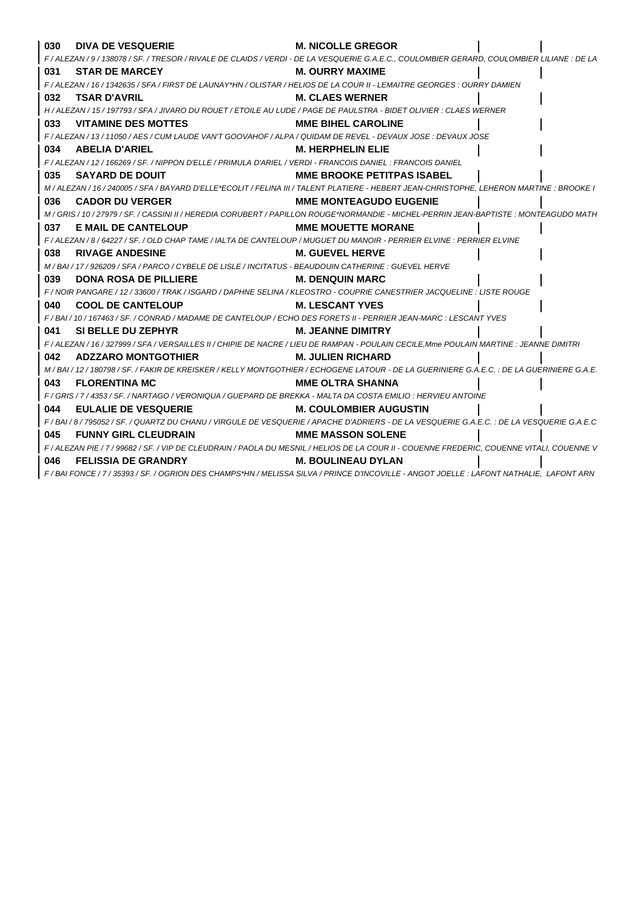| | | | | |
|---|---|---|---|---|
| **030** | **DIVA DE VESQUERIE** | **M. NICOLLE GREGOR** | | |
| *F / ALEZAN / 9 / 138078 / SF. / TRESOR / RIVALE DE CLAIDS / VERDI - DE LA VESQUERIE G.A.E.C., COULOMBIER GERARD, COULOMBIER LILIANE : DE LA* | | | | |
| **031** | **STAR DE MARCEY** | **M. OURRY MAXIME** | | |
| *F / ALEZAN / 16 / 1342635 / SFA / FIRST DE LAUNAY\*HN / OLISTAR / HELIOS DE LA COUR II - LEMAITRE GEORGES : OURRY DAMIEN* | | | | |
| **032** | **TSAR D'AVRIL** | **M. CLAES WERNER** | | |
| *H / ALEZAN / 15 / 197793 / SFA / JIVARO DU ROUET / ETOILE AU LUDE / PAGE DE PAULSTRA - BIDET OLIVIER : CLAES WERNER* | | | | |
| **033** | **VITAMINE DES MOTTES** | **MME BIHEL CAROLINE** | | |
| *F / ALEZAN / 13 / 11050 / AES / CUM LAUDE VAN'T GOOVAHOF / ALPA / QUIDAM DE REVEL - DEVAUX JOSE : DEVAUX JOSE* | | | | |
| **034** | **ABELIA D'ARIEL** | **M. HERPHELIN ELIE** | | |
| *F / ALEZAN / 12 / 166269 / SF. / NIPPON D'ELLE / PRIMULA D'ARIEL / VERDI - FRANCOIS DANIEL : FRANCOIS DANIEL* | | | | |
| **035** | **SAYARD DE DOUIT** | **MME BROOKE PETITPAS ISABEL** | | |
| *M / ALEZAN / 16 / 240005 / SFA / BAYARD D'ELLE\*ECOLIT / FELINA III / TALENT PLATIERE - HEBERT JEAN-CHRISTOPHE, LEHERON MARTINE : BROOKE I* | | | | |
| **036** | **CADOR DU VERGER** | **MME MONTEAGUDO EUGENIE** | | |
| *M / GRIS / 10 / 27979 / SF. / CASSINI II / HEREDIA CORUBERT / PAPILLON ROUGE\*NORMANDIE - MICHEL-PERRIN JEAN-BAPTISTE : MONTEAGUDO MATH* | | | | |
| **037** | **E MAIL DE CANTELOUP** | **MME MOUETTE MORANE** | | |
| *F / ALEZAN / 8 / 64227 / SF. / OLD CHAP TAME / IALTA DE CANTELOUP / MUGUET DU MANOIR - PERRIER ELVINE : PERRIER ELVINE* | | | | |
| **038** | **RIVAGE ANDESINE** | **M. GUEVEL HERVE** | | |
| *M / BAI / 17 / 926209 / SFA / PARCO / CYBELE DE LISLE / INCITATUS - BEAUDOUIN CATHERINE : GUEVEL HERVE* | | | | |
| **039** | **DONA ROSA DE PILLIERE** | **M. DENQUIN MARC** | | |
| *F / NOIR PANGARE / 12 / 33600 / TRAK / ISGARD / DAPHNE SELINA / KLEOSTRO - COUPRIE CANESTRIER JACQUELINE : LISTE ROUGE* | | | | |
| **040** | **COOL DE CANTELOUP** | **M. LESCANT YVES** | | |
| *F / BAI / 10 / 167463 / SF. / CONRAD / MADAME DE CANTELOUP / ECHO DES FORETS II - PERRIER JEAN-MARC : LESCANT YVES* | | | | |
| **041** | **SI BELLE DU ZEPHYR** | **M. JEANNE DIMITRY** | | |
| *F / ALEZAN / 16 / 327999 / SFA / VERSAILLES II / CHIPIE DE NACRE / LIEU DE RAMPAN - POULAIN CECILE,Mme POULAIN MARTINE : JEANNE DIMITRI* | | | | |
| **042** | **ADZZARO MONTGOTHIER** | **M. JULIEN RICHARD** | | |
| *M / BAI / 12 / 180798 / SF. / FAKIR DE KREISKER / KELLY MONTGOTHIER / ECHOGENE LATOUR - DE LA GUERINIERE G.A.E.C. : DE LA GUERINIERE G.A.E.* | | | | |
| **043** | **FLORENTINA MC** | **MME OLTRA SHANNA** | | |
| *F / GRIS / 7 / 4353 / SF. / NARTAGO / VERONIQUA / GUEPARD DE BREKKA - MALTA DA COSTA EMILIO : HERVIEU ANTOINE* | | | | |
| **044** | **EULALIE DE VESQUERIE** | **M. COULOMBIER AUGUSTIN** | | |
| *F / BAI / 8 / 795052 / SF. / QUARTZ DU CHANU / VIRGULE DE VESQUERIE / APACHE D'ADRIERS - DE LA VESQUERIE G.A.E.C. : DE LA VESQUERIE G.A.E.C* | | | | |
| **045** | **FUNNY GIRL CLEUDRAIN** | **MME MASSON SOLENE** | | |
| *F / ALEZAN PIE / 7 / 99682 / SF. / VIP DE CLEUDRAIN / PAOLA DU MESNIL / HELIOS DE LA COUR II - COUENNE FREDERIC, COUENNE VITALI, COUENNE V* | | | | |
| **046** | **FELISSIA DE GRANDRY** | **M. BOULINEAU DYLAN** | | |
| *F / BAI FONCE / 7 / 35393 / SF. / OGRION DES CHAMPS\*HN / MELISSA SILVA / PRINCE D'INCOVILLE - ANGOT JOELLE : LAFONT NATHALIE, LAFONT ARN* | | | | |